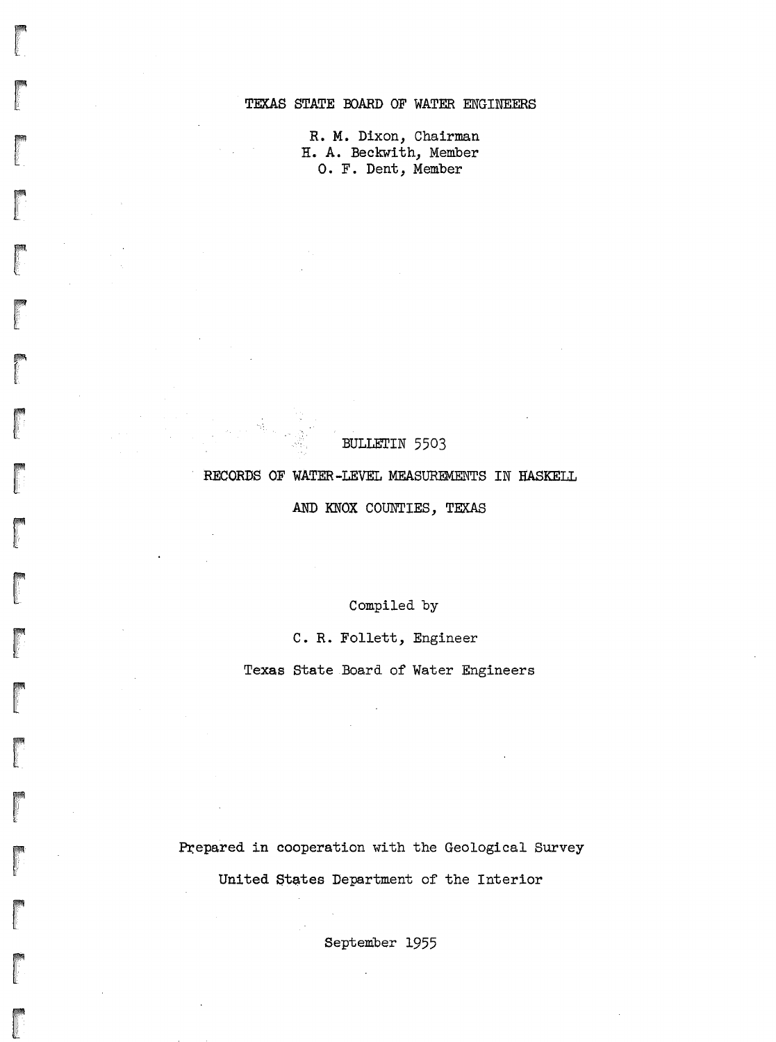TEXAS STATE BOARD OF WATER ENGINEERS

R. M. Dixon, Chairman
H. A. Beckwith, Member
O. F. Dent, Member

BULLETIN 5503

# RECORDS OF WATER-LEVEL MEASUREMENTS IN HASKELL AND KNOX COUNTIES, TEXAS

Compiled by

C. R. Follett, Engineer

Texas State Board of Water Engineers

Prepared in cooperation with the Geological Survey

United States Department of the Interior

September 1955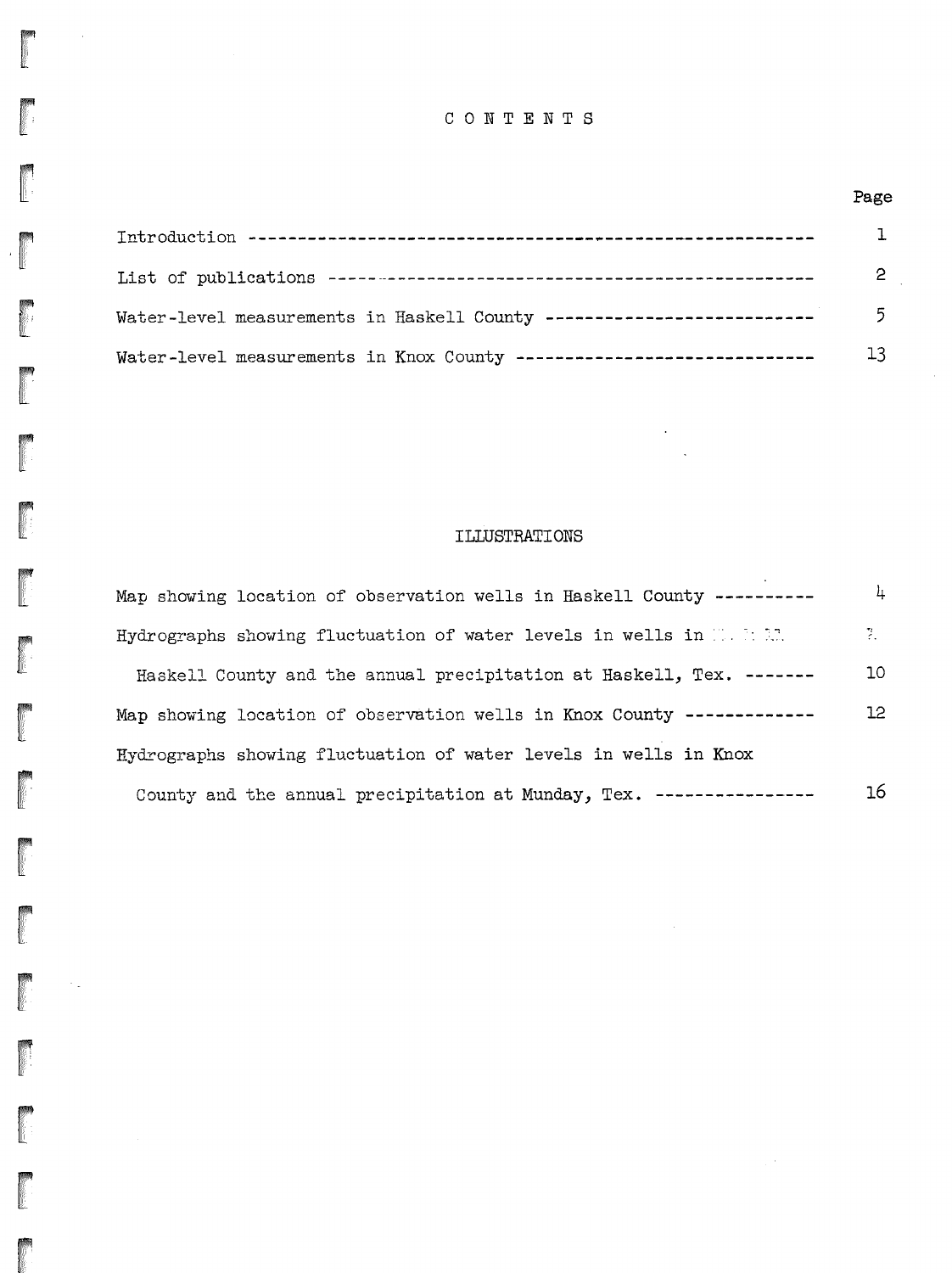# CONTENTS

| | Page |
|---|---|
| Introduction | 1 |
| List of publications | 2 |
| Water-level measurements in Haskell County | 5 |
| Water-level measurements in Knox County | 13 |

## ILLUSTRATIONS

| | |
|---|---|
| Map showing location of observation wells in Haskell County | 4 |
| Hydrographs showing fluctuation of water levels in wells in Haskell County and the annual precipitation at Haskell, Tex. | 10 |
| Map showing location of observation wells in Knox County | 12 |
| Hydrographs showing fluctuation of water levels in wells in Knox County and the annual precipitation at Munday, Tex. | 16 |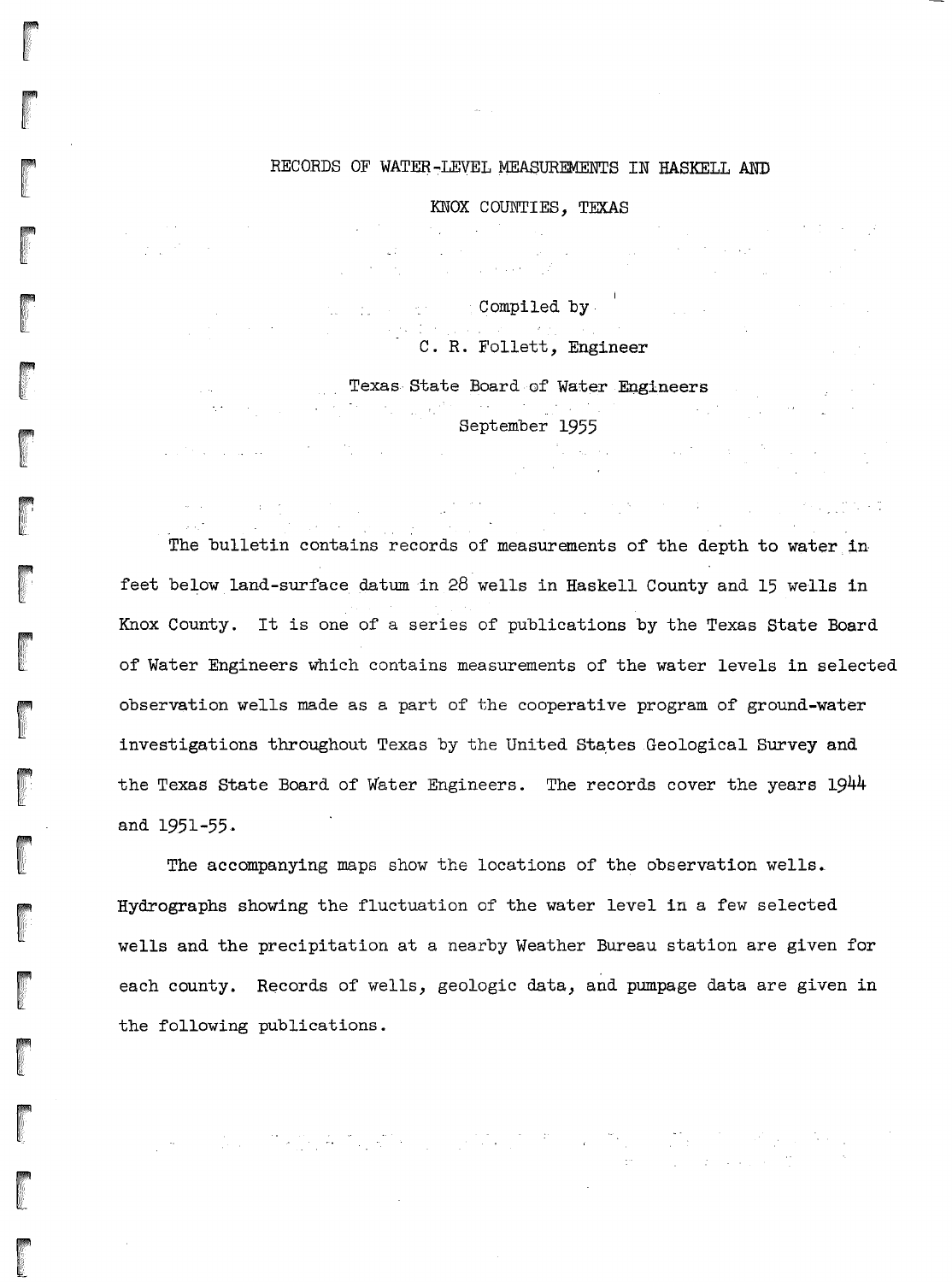# RECORDS OF WATER-LEVEL MEASUREMENTS IN HASKELL AND KNOX COUNTIES, TEXAS

Compiled by

C. R. Follett, Engineer

Texas State Board of Water Engineers

September 1955

The bulletin contains records of measurements of the depth to water in feet below land-surface datum in 28 wells in Haskell County and 15 wells in Knox County. It is one of a series of publications by the Texas State Board of Water Engineers which contains measurements of the water levels in selected observation wells made as a part of the cooperative program of ground-water investigations throughout Texas by the United States Geological Survey and the Texas State Board of Water Engineers. The records cover the years 1944 and 1951-55.

The accompanying maps show the locations of the observation wells. Hydrographs showing the fluctuation of the water level in a few selected wells and the precipitation at a nearby Weather Bureau station are given for each county. Records of wells, geologic data, and pumpage data are given in the following publications.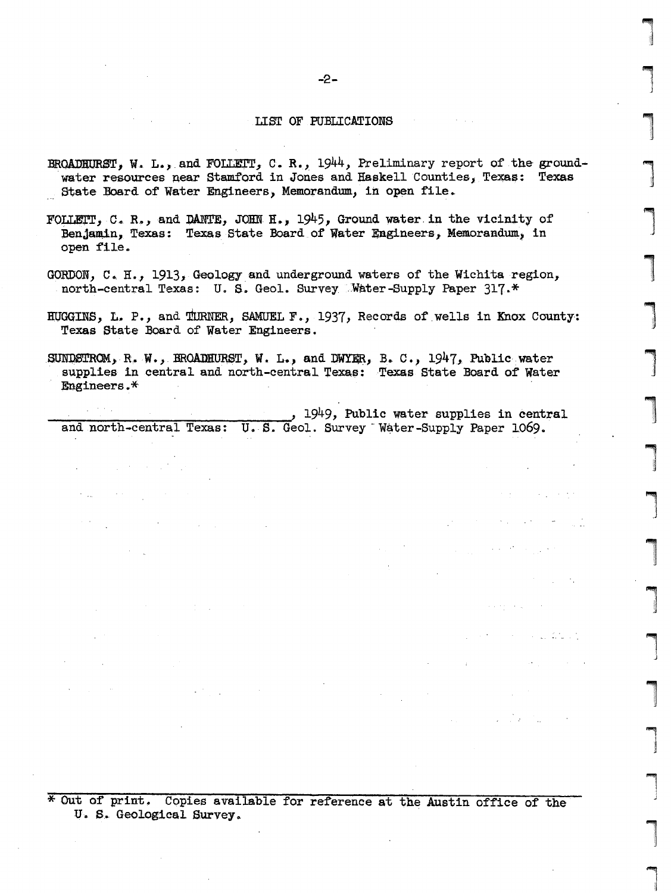## LIST OF PUBLICATIONS

BROADHURST, W. L., and FOLLETT, C. R., 1944, Preliminary report of the ground-water resources near Stamford in Jones and Haskell Counties, Texas: Texas State Board of Water Engineers, Memorandum, in open file.

FOLLETT, C. R., and DANTE, JOHN H., 1945, Ground water in the vicinity of Benjamin, Texas: Texas State Board of Water Engineers, Memorandum, in open file.

GORDON, C. H., 1913, Geology and underground waters of the Wichita region, north-central Texas: U. S. Geol. Survey Water-Supply Paper 317.*

HUGGINS, L. P., and TURNER, SAMUEL F., 1937, Records of wells in Knox County: Texas State Board of Water Engineers.

SUNDSTROM, R. W., BROADHURST, W. L., and DWYER, B. C., 1947, Public water supplies in central and north-central Texas: Texas State Board of Water Engineers.*

\_\_\_\_\_\_\_\_\_\_\_\_\_\_\_\_\_\_\_\_\_\_\_\_\_\_\_\_\_\_\_\_, 1949, Public water supplies in central and north-central Texas: U. S. Geol. Survey Water-Supply Paper 1069.

---

\* Out of print. Copies available for reference at the Austin office of the U. S. Geological Survey.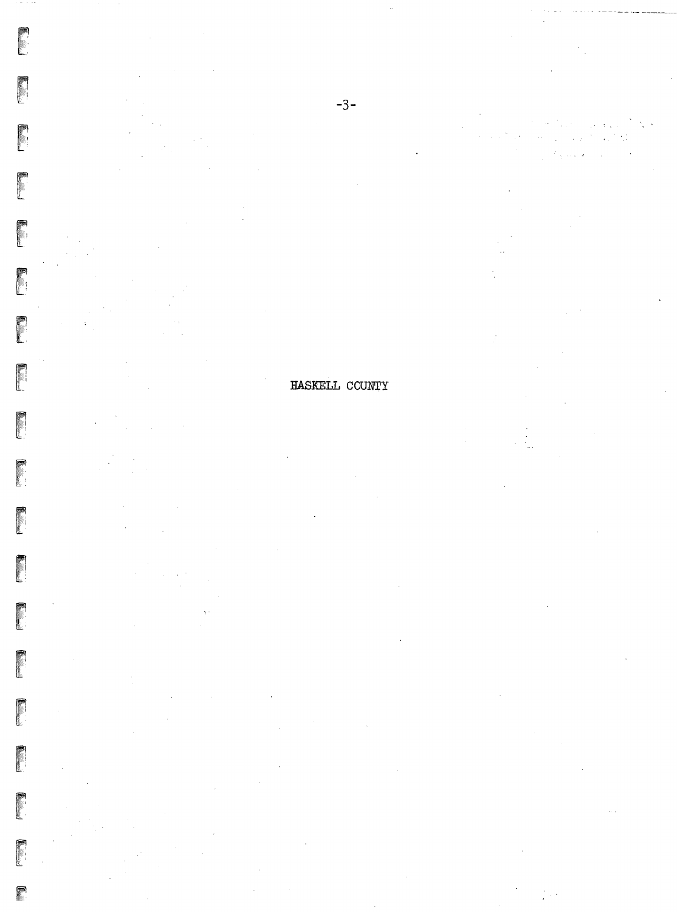# HASKELL COUNTY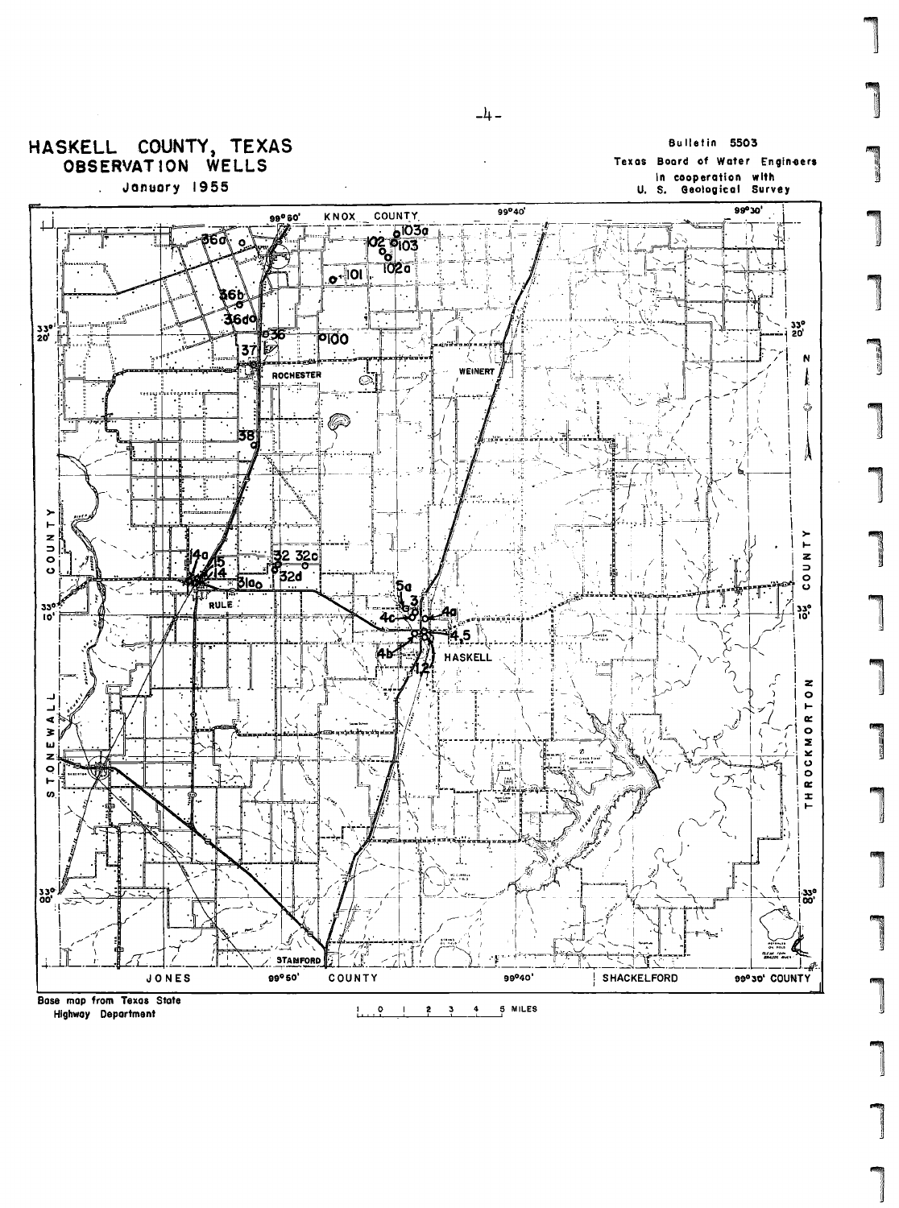# HASKELL COUNTY, TEXAS
## OBSERVATION WELLS
### January 1955

Bulletin 5503
Texas Board of Water Engineers
In cooperation with
U. S. Geological Survey

KNOX COUNTY

STONEWALL COUNTY

THROCKMORTON COUNTY

JONES COUNTY

SHACKELFORD COUNTY

99°50' 99°40' 99°30'

33° 20' 33° 10' 33° 00'

N

ROCHESTER WEINERT RULE HASKELL STAMFORD

36a 36b 36d 36 37 38 100 101 102 102a 103 103a 14a 15 14 31a 32 32c 32d 5a 3 4c 4a 4b 4,5 8 12

Base map from Texas State Highway Department

1 0 1 2 3 4 5 MILES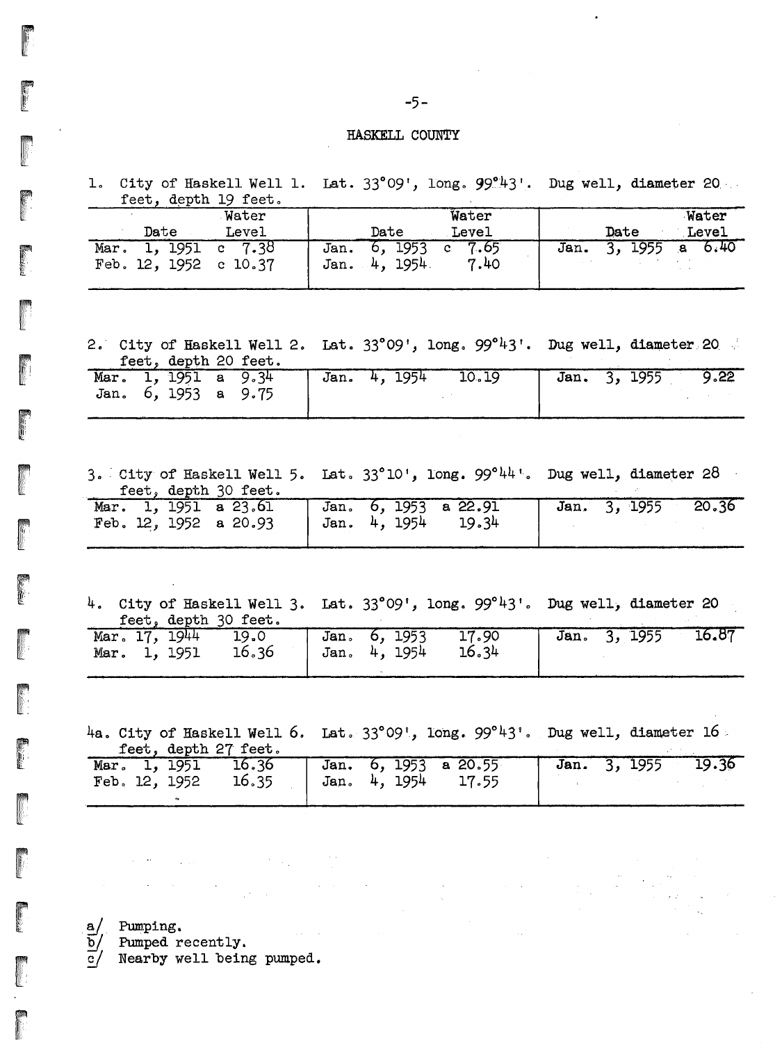HASKELL COUNTY

1. City of Haskell Well 1. Lat. 33°09', long. 99°43'. Dug well, diameter 20 feet, depth 19 feet.

| Date | Water Level | Date | Water Level | Date | Water Level |
|---|---|---|---|---|---|
| Mar. 1, 1951 | c 7.38 | Jan. 6, 1953 | c 7.65 | Jan. 3, 1955 | a 6.40 |
| Feb. 12, 1952 | c 10.37 | Jan. 4, 1954 | 7.40 | | |

2. City of Haskell Well 2. Lat. 33°09', long. 99°43'. Dug well, diameter 20 feet, depth 20 feet.

| Date | Water Level | Date | Water Level | Date | Water Level |
|---|---|---|---|---|---|
| Mar. 1, 1951 | a 9.34 | Jan. 4, 1954 | 10.19 | Jan. 3, 1955 | 9.22 |
| Jan. 6, 1953 | a 9.75 | | | | |

3. City of Haskell Well 5. Lat. 33°10', long. 99°44'. Dug well, diameter 28 feet, depth 30 feet.

| Date | Water Level | Date | Water Level | Date | Water Level |
|---|---|---|---|---|---|
| Mar. 1, 1951 | a 23.61 | Jan. 6, 1953 | a 22.91 | Jan. 3, 1955 | 20.36 |
| Feb. 12, 1952 | a 20.93 | Jan. 4, 1954 | 19.34 | | |

4. City of Haskell Well 3. Lat. 33°09', long. 99°43'. Dug well, diameter 20 feet, depth 30 feet.

| Date | Water Level | Date | Water Level | Date | Water Level |
|---|---|---|---|---|---|
| Mar. 17, 1944 | 19.0 | Jan. 6, 1953 | 17.90 | Jan. 3, 1955 | 16.87 |
| Mar. 1, 1951 | 16.36 | Jan. 4, 1954 | 16.34 | | |

4a. City of Haskell Well 6. Lat. 33°09', long. 99°43'. Dug well, diameter 16 feet, depth 27 feet.

| Date | Water Level | Date | Water Level | Date | Water Level |
|---|---|---|---|---|---|
| Mar. 1, 1951 | 16.36 | Jan. 6, 1953 | a 20.55 | Jan. 3, 1955 | 19.36 |
| Feb. 12, 1952 | 16.35 | Jan. 4, 1954 | 17.55 | | |

a/ Pumping.
b/ Pumped recently.
c/ Nearby well being pumped.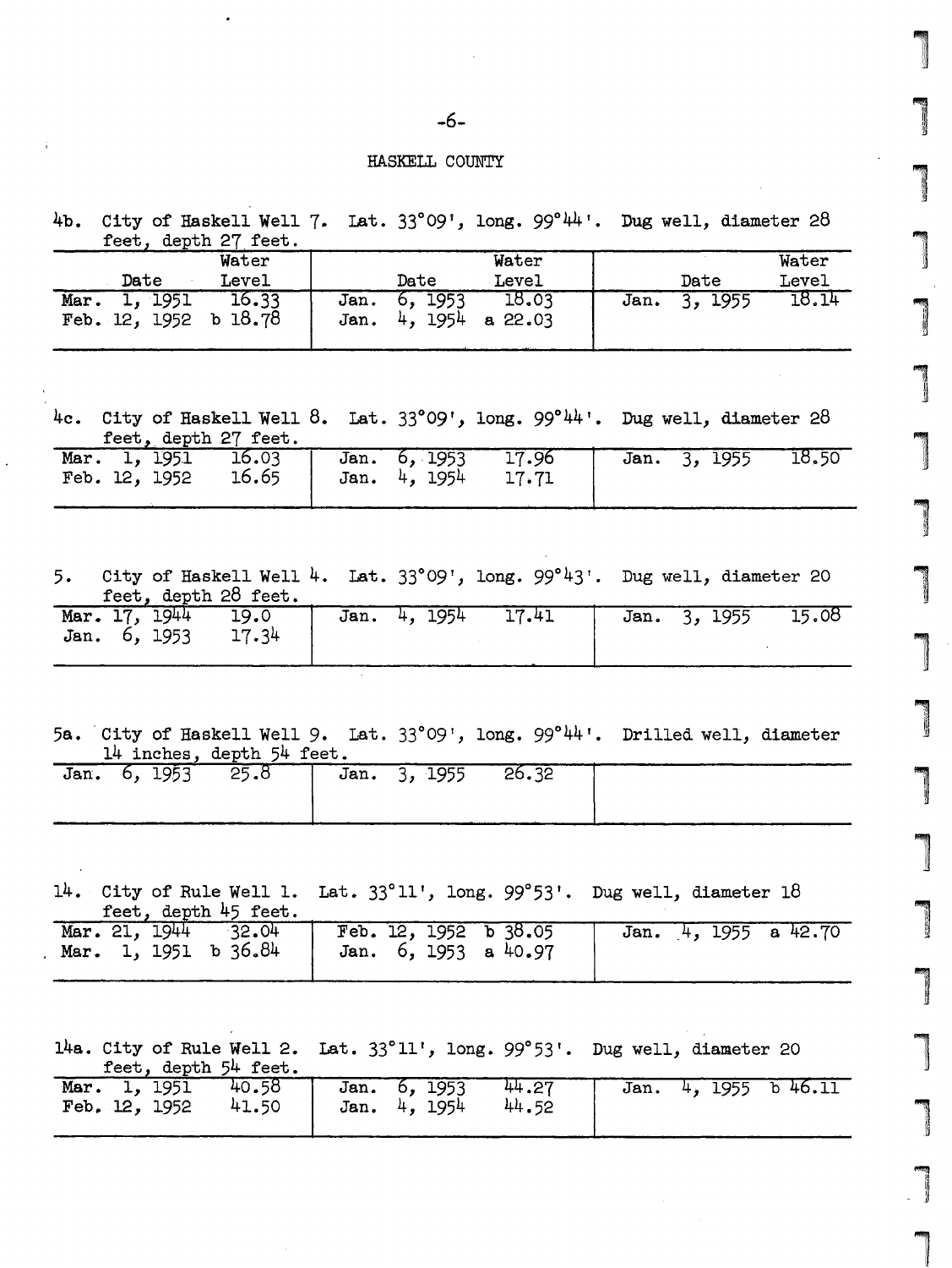## HASKELL COUNTY

4b. City of Haskell Well 7. Lat. 33°09', long. 99°44'. Dug well, diameter 28 feet, depth 27 feet.

| Date | Water Level | Date | Water Level | Date | Water Level |
|---|---|---|---|---|---|
| Mar. 1, 1951 | 16.33 | Jan. 6, 1953 | 18.03 | Jan. 3, 1955 | 18.14 |
| Feb. 12, 1952 | b 18.78 | Jan. 4, 1954 | a 22.03 | | |

4c. City of Haskell Well 8. Lat. 33°09', long. 99°44'. Dug well, diameter 28 feet, depth 27 feet.

| Date | Water Level | Date | Water Level | Date | Water Level |
|---|---|---|---|---|---|
| Mar. 1, 1951 | 16.03 | Jan. 6, 1953 | 17.96 | Jan. 3, 1955 | 18.50 |
| Feb. 12, 1952 | 16.65 | Jan. 4, 1954 | 17.71 | | |

5. City of Haskell Well 4. Lat. 33°09', long. 99°43'. Dug well, diameter 20 feet, depth 28 feet.

| Date | Water Level | Date | Water Level | Date | Water Level |
|---|---|---|---|---|---|
| Mar. 17, 1944 | 19.0 | Jan. 4, 1954 | 17.41 | Jan. 3, 1955 | 15.08 |
| Jan. 6, 1953 | 17.34 | | | | |

5a. City of Haskell Well 9. Lat. 33°09', long. 99°44'. Drilled well, diameter 14 inches, depth 54 feet.

| Date | Water Level | Date | Water Level | Date | Water Level |
|---|---|---|---|---|---|
| Jan. 6, 1953 | 25.8 | Jan. 3, 1955 | 26.32 | | |

14. City of Rule Well 1. Lat. 33°11', long. 99°53'. Dug well, diameter 18 feet, depth 45 feet.

| Date | Water Level | Date | Water Level | Date | Water Level |
|---|---|---|---|---|---|
| Mar. 21, 1944 | 32.04 | Feb. 12, 1952 | b 38.05 | Jan. 4, 1955 | a 42.70 |
| Mar. 1, 1951 | b 36.84 | Jan. 6, 1953 | a 40.97 | | |

14a. City of Rule Well 2. Lat. 33°11', long. 99°53'. Dug well, diameter 20 feet, depth 54 feet.

| Date | Water Level | Date | Water Level | Date | Water Level |
|---|---|---|---|---|---|
| Mar. 1, 1951 | 40.58 | Jan. 6, 1953 | 44.27 | Jan. 4, 1955 | b 46.11 |
| Feb. 12, 1952 | 41.50 | Jan. 4, 1954 | 44.52 | | |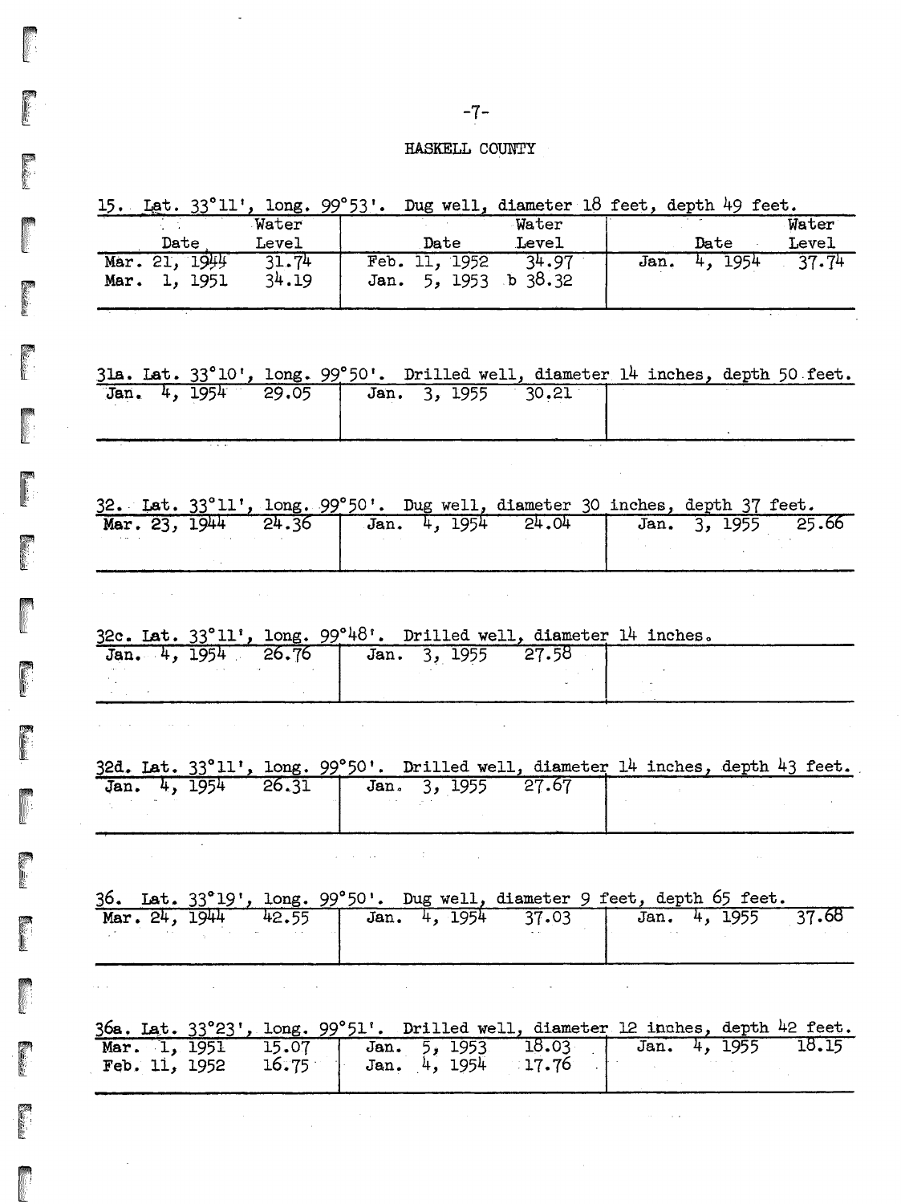## HASKELL COUNTY

15. Lat. 33°11', long. 99°53'. Dug well, diameter 18 feet, depth 49 feet.

| Date | Water Level | Date | Water Level | Date | Water Level |
|---|---|---|---|---|---|
| Mar. 21, 1944 | 31.74 | Feb. 11, 1952 | 34.97 | Jan. 4, 1954 | 37.74 |
| Mar. 1, 1951 | 34.19 | Jan. 5, 1953 | b 38.32 | | |

31a. Lat. 33°10', long. 99°50'. Drilled well, diameter 14 inches, depth 50 feet.

| Date | Water Level | Date | Water Level | Date | Water Level |
|---|---|---|---|---|---|
| Jan. 4, 1954 | 29.05 | Jan. 3, 1955 | 30.21 | | |

32. Lat. 33°11', long. 99°50'. Dug well, diameter 30 inches, depth 37 feet.

| Date | Water Level | Date | Water Level | Date | Water Level |
|---|---|---|---|---|---|
| Mar. 23, 1944 | 24.36 | Jan. 4, 1954 | 24.04 | Jan. 3, 1955 | 25.66 |

32c. Lat. 33°11', long. 99°48'. Drilled well, diameter 14 inches.

| Date | Water Level | Date | Water Level | Date | Water Level |
|---|---|---|---|---|---|
| Jan. 4, 1954 | 26.76 | Jan. 3, 1955 | 27.58 | | |

32d. Lat. 33°11', long. 99°50'. Drilled well, diameter 14 inches, depth 43 feet.

| Date | Water Level | Date | Water Level | Date | Water Level |
|---|---|---|---|---|---|
| Jan. 4, 1954 | 26.31 | Jan. 3, 1955 | 27.67 | | |

36. Lat. 33°19', long. 99°50'. Dug well, diameter 9 feet, depth 65 feet.

| Date | Water Level | Date | Water Level | Date | Water Level |
|---|---|---|---|---|---|
| Mar. 24, 1944 | 42.55 | Jan. 4, 1954 | 37.03 | Jan. 4, 1955 | 37.68 |

36a. Lat. 33°23', long. 99°51'. Drilled well, diameter 12 inches, depth 42 feet.

| Date | Water Level | Date | Water Level | Date | Water Level |
|---|---|---|---|---|---|
| Mar. 1, 1951 | 15.07 | Jan. 5, 1953 | 18.03 | Jan. 4, 1955 | 18.15 |
| Feb. 11, 1952 | 16.75 | Jan. 4, 1954 | 17.76 | | |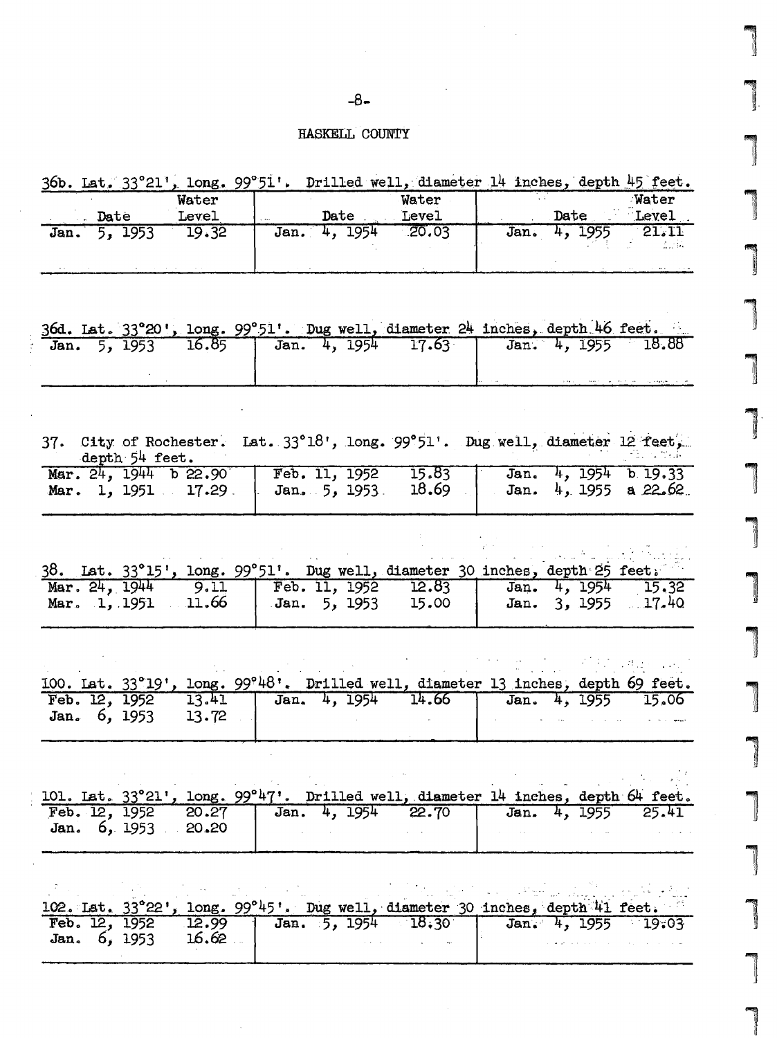# HASKELL COUNTY

36b. Lat. 33°21', long. 99°51'. Drilled well, diameter 14 inches, depth 45 feet.

| Date | Water Level | Date | Water Level | Date | Water Level |
|---|---|---|---|---|---|
| Jan. 5, 1953 | 19.32 | Jan. 4, 1954 | 20.03 | Jan. 4, 1955 | 21.11 |

36d. Lat. 33°20', long. 99°51'. Dug well, diameter 24 inches, depth 46 feet.

| Date | Water Level | Date | Water Level | Date | Water Level |
|---|---|---|---|---|---|
| Jan. 5, 1953 | 16.85 | Jan. 4, 1954 | 17.63 | Jan. 4, 1955 | 18.88 |

37. City of Rochester. Lat. 33°18', long. 99°51'. Dug well, diameter 12 feet, depth 54 feet.

| Date | Water Level | Date | Water Level | Date | Water Level |
|---|---|---|---|---|---|
| Mar. 24, 1944 | b 22.90 | Feb. 11, 1952 | 15.83 | Jan. 4, 1954 | b 19.33 |
| Mar. 1, 1951 | 17.29 | Jan. 5, 1953 | 18.69 | Jan. 4, 1955 | a 22.62 |

38. Lat. 33°15', long. 99°51'. Dug well, diameter 30 inches, depth 25 feet.

| Date | Water Level | Date | Water Level | Date | Water Level |
|---|---|---|---|---|---|
| Mar. 24, 1944 | 9.11 | Feb. 11, 1952 | 12.83 | Jan. 4, 1954 | 15.32 |
| Mar. 1, 1951 | 11.66 | Jan. 5, 1953 | 15.00 | Jan. 3, 1955 | 17.40 |

100. Lat. 33°19', long. 99°48'. Drilled well, diameter 13 inches, depth 69 feet.

| Date | Water Level | Date | Water Level | Date | Water Level |
|---|---|---|---|---|---|
| Feb. 12, 1952 | 13.41 | Jan. 4, 1954 | 14.66 | Jan. 4, 1955 | 15.06 |
| Jan. 6, 1953 | 13.72 | | | | |

101. Lat. 33°21', long. 99°47'. Drilled well, diameter 14 inches, depth 64 feet.

| Date | Water Level | Date | Water Level | Date | Water Level |
|---|---|---|---|---|---|
| Feb. 12, 1952 | 20.27 | Jan. 4, 1954 | 22.70 | Jan. 4, 1955 | 25.41 |
| Jan. 6, 1953 | 20.20 | | | | |

102. Lat. 33°22', long. 99°45'. Dug well, diameter 30 inches, depth 41 feet.

| Date | Water Level | Date | Water Level | Date | Water Level |
|---|---|---|---|---|---|
| Feb. 12, 1952 | 12.99 | Jan. 5, 1954 | 18.30 | Jan. 4, 1955 | 19.03 |
| Jan. 6, 1953 | 16.62 | | | | |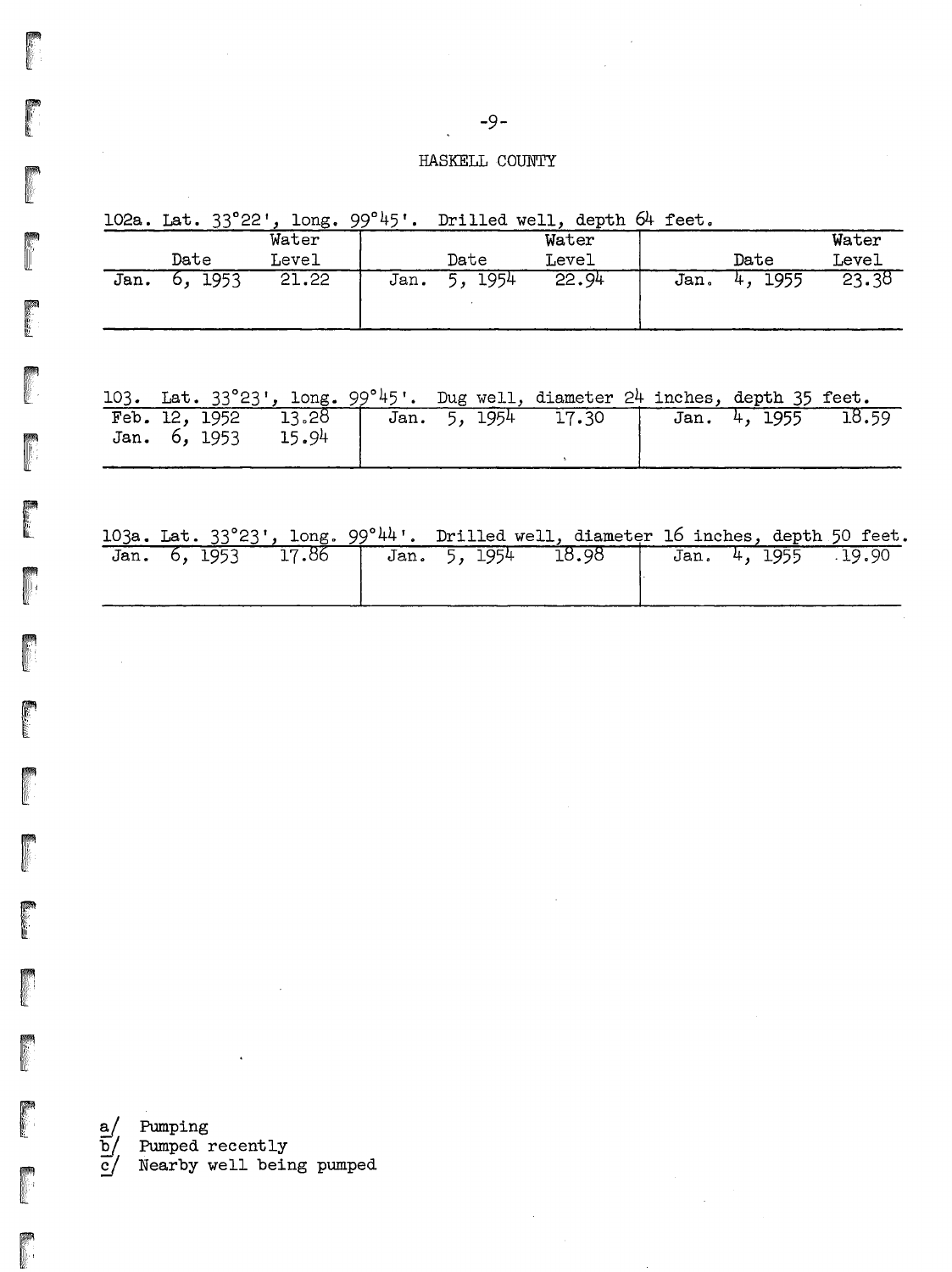HASKELL COUNTY

102a. Lat. 33°22', long. 99°45'. Drilled well, depth 64 feet.

| Date | Water Level | Date | Water Level | Date | Water Level |
|---|---|---|---|---|---|
| Jan. 6, 1953 | 21.22 | Jan. 5, 1954 | 22.94 | Jan. 4, 1955 | 23.38 |

103. Lat. 33°23', long. 99°45'. Dug well, diameter 24 inches, depth 35 feet.

| Date | Water Level | Date | Water Level | Date | Water Level |
|---|---|---|---|---|---|
| Feb. 12, 1952 | 13.28 | Jan. 5, 1954 | 17.30 | Jan. 4, 1955 | 18.59 |
| Jan. 6, 1953 | 15.94 | | | | |

103a. Lat. 33°23', long. 99°44'. Drilled well, diameter 16 inches, depth 50 feet.

| Date | Water Level | Date | Water Level | Date | Water Level |
|---|---|---|---|---|---|
| Jan. 6, 1953 | 17.86 | Jan. 5, 1954 | 18.98 | Jan. 4, 1955 | 19.90 |

a/ Pumping
b/ Pumped recently
c/ Nearby well being pumped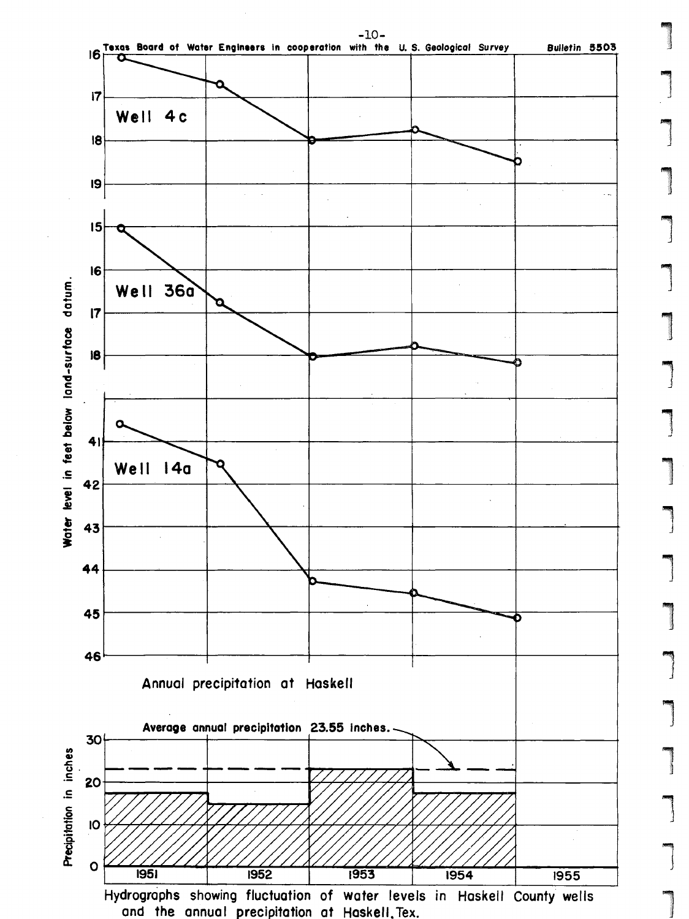Hydrographs showing fluctuation of water levels in Haskell County wells and the annual precipitation at Haskell, Tex.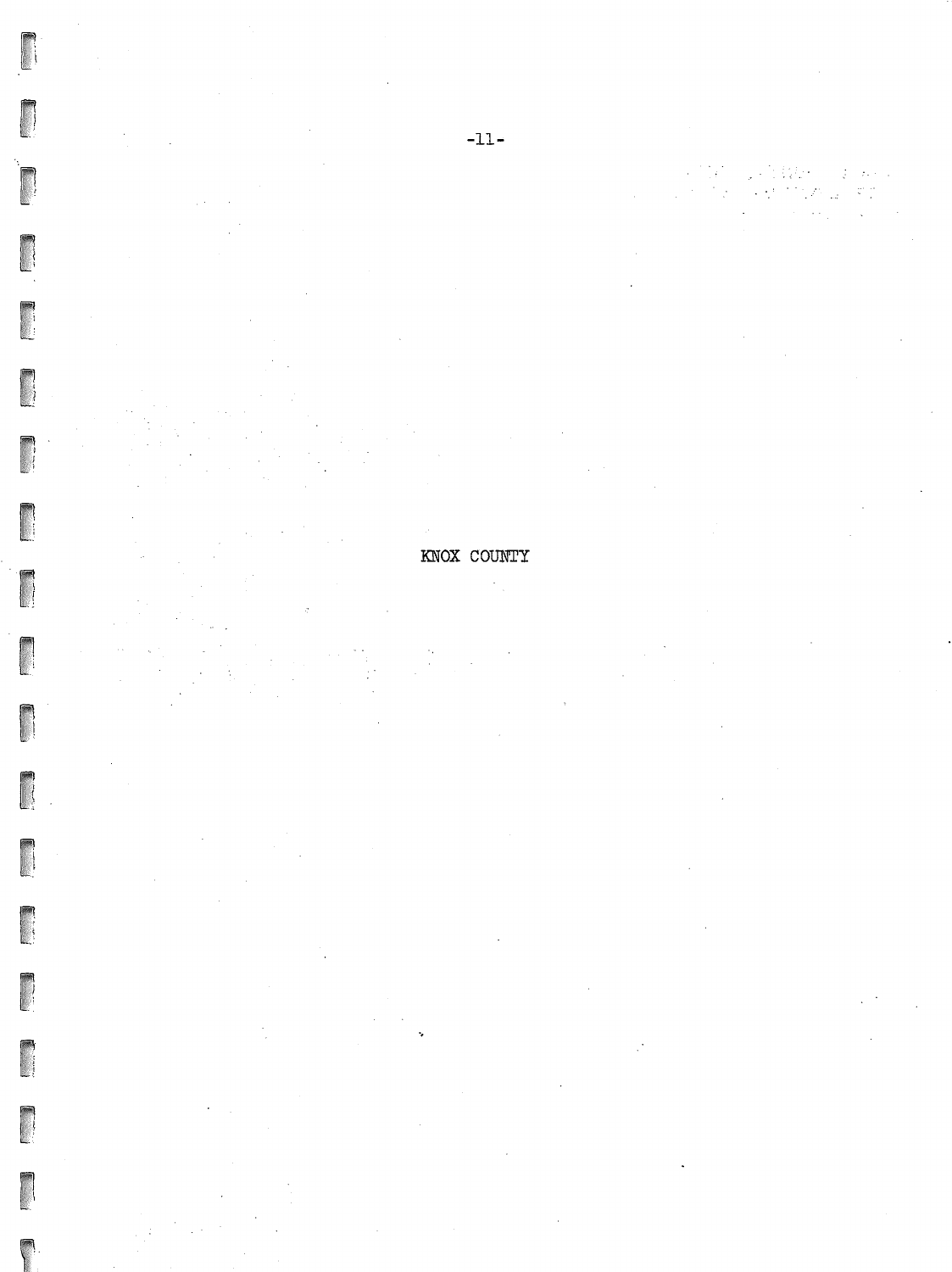# KNOX COUNTY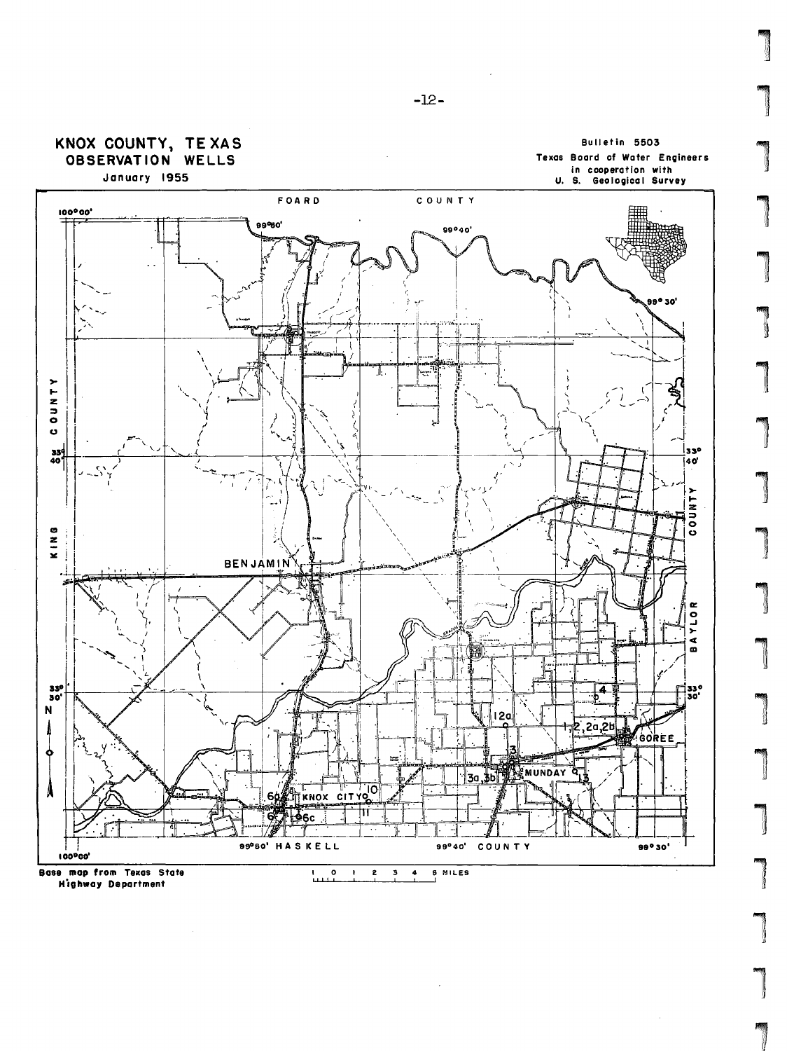# KNOX COUNTY, TEXAS
## OBSERVATION WELLS
January 1955

Bulletin 5503
Texas Board of Water Engineers
in cooperation with
U. S. Geological Survey

FOARD COUNTY

KING COUNTY

BAYLOR COUNTY

HASKELL COUNTY

100°00' 99°50' 99°40' 99°30'

33° 40'

33° 30'

BENJAMIN

KNOX CITY

MUNDAY

GOREE

1, 2, 2a, 2b

3

3a, 3b

4

6

6a

6c

10

11

12a

13

N

Base map from Texas State Highway Department

1 0 1 2 3 4 5 MILES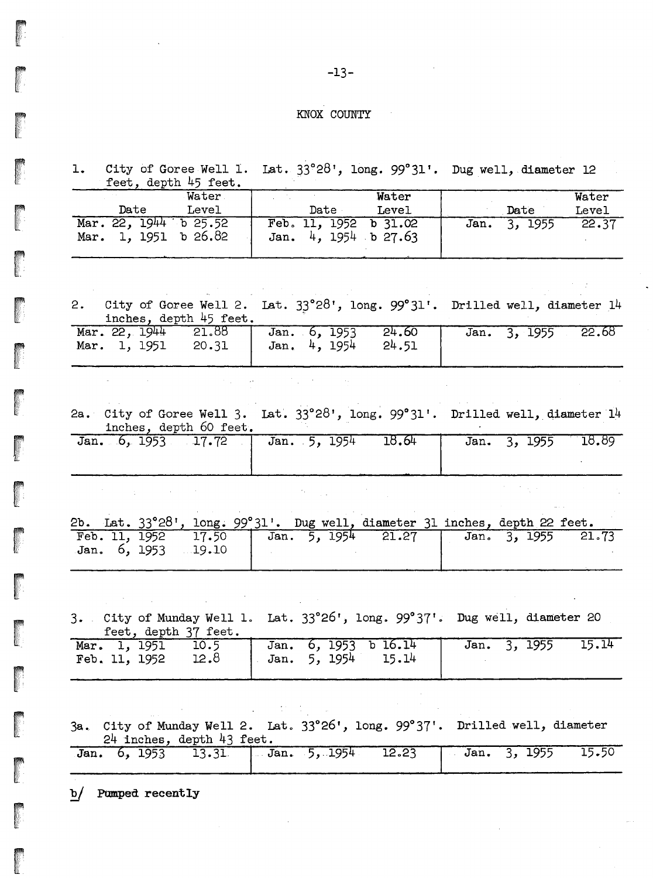# KNOX COUNTY

1. City of Goree Well 1. Lat. 33°28', long. 99°31'. Dug well, diameter 12 feet, depth 45 feet.

| Date | Water Level | Date | Water Level | Date | Water Level |
|---|---|---|---|---|---|
| Mar. 22, 1944 | b 25.52 | Feb. 11, 1952 | b 31.02 | Jan. 3, 1955 | 22.37 |
| Mar. 1, 1951 | b 26.82 | Jan. 4, 1954 | b 27.63 | | |

2. City of Goree Well 2. Lat. 33°28', long. 99°31'. Drilled well, diameter 14 inches, depth 45 feet.

| Date | Water Level | Date | Water Level | Date | Water Level |
|---|---|---|---|---|---|
| Mar. 22, 1944 | 21.88 | Jan. 6, 1953 | 24.60 | Jan. 3, 1955 | 22.68 |
| Mar. 1, 1951 | 20.31 | Jan. 4, 1954 | 24.51 | | |

2a. City of Goree Well 3. Lat. 33°28', long. 99°31'. Drilled well, diameter 14 inches, depth 60 feet.

| Date | Water Level | Date | Water Level | Date | Water Level |
|---|---|---|---|---|---|
| Jan. 6, 1953 | 17.72 | Jan. 5, 1954 | 18.64 | Jan. 3, 1955 | 18.89 |

2b. Lat. 33°28', long. 99°31'. Dug well, diameter 31 inches, depth 22 feet.

| Date | Water Level | Date | Water Level | Date | Water Level |
|---|---|---|---|---|---|
| Feb. 11, 1952 | 17.50 | Jan. 5, 1954 | 21.27 | Jan. 3, 1955 | 21.73 |
| Jan. 6, 1953 | 19.10 | | | | |

3. City of Munday Well 1. Lat. 33°26', long. 99°37'. Dug well, diameter 20 feet, depth 37 feet.

| Date | Water Level | Date | Water Level | Date | Water Level |
|---|---|---|---|---|---|
| Mar. 1, 1951 | 10.5 | Jan. 6, 1953 | b 16.14 | Jan. 3, 1955 | 15.14 |
| Feb. 11, 1952 | 12.8 | Jan. 5, 1954 | 15.14 | | |

3a. City of Munday Well 2. Lat. 33°26', long. 99°37'. Drilled well, diameter 24 inches, depth 43 feet.

| Date | Water Level | Date | Water Level | Date | Water Level |
|---|---|---|---|---|---|
| Jan. 6, 1953 | 13.31 | Jan. 5, 1954 | 12.23 | Jan. 3, 1955 | 15.50 |

b/ Pumped recently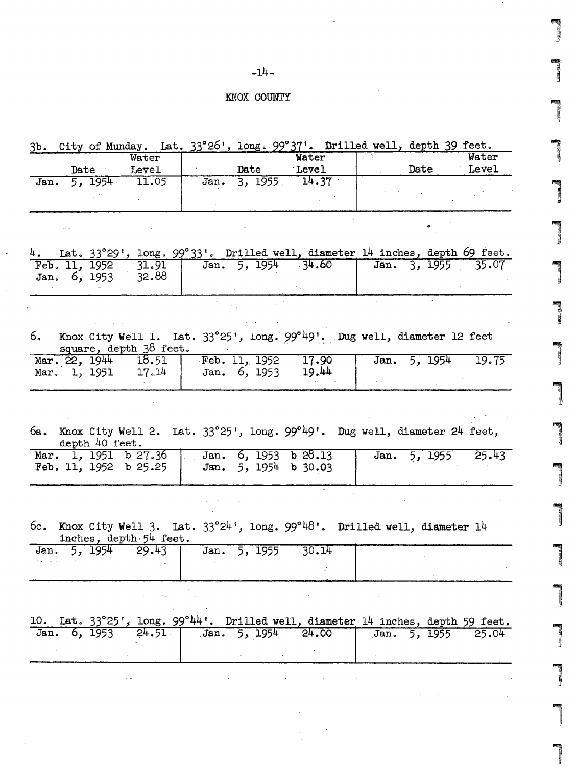## KNOX COUNTY

3b. City of Munday. Lat. 33°26', long. 99°37'. Drilled well, depth 39 feet.

| Date | Water Level | Date | Water Level | Date | Water Level |
|---|---|---|---|---|---|
| Jan. 5, 1954 | 11.05 | Jan. 3, 1955 | 14.37 | | |

4. Lat. 33°29', long. 99°33'. Drilled well, diameter 14 inches, depth 69 feet.

| Date | Water Level | Date | Water Level | Date | Water Level |
|---|---|---|---|---|---|
| Feb. 11, 1952 | 31.91 | Jan. 5, 1954 | 34.60 | Jan. 3, 1955 | 35.07 |
| Jan. 6, 1953 | 32.88 | | | | |

6. Knox City Well 1. Lat. 33°25', long. 99°49'. Dug well, diameter 12 feet square, depth 38 feet.

| Date | Water Level | Date | Water Level | Date | Water Level |
|---|---|---|---|---|---|
| Mar. 22, 1944 | 18.51 | Feb. 11, 1952 | 17.90 | Jan. 5, 1954 | 19.75 |
| Mar. 1, 1951 | 17.14 | Jan. 6, 1953 | 19.44 | | |

6a. Knox City Well 2. Lat. 33°25', long. 99°49'. Dug well, diameter 24 feet, depth 40 feet.

| Date | Water Level | Date | Water Level | Date | Water Level |
|---|---|---|---|---|---|
| Mar. 1, 1951 | b 27.36 | Jan. 6, 1953 | b 28.13 | Jan. 5, 1955 | 25.43 |
| Feb. 11, 1952 | b 25.25 | Jan. 5, 1954 | b 30.03 | | |

6c. Knox City Well 3. Lat. 33°24', long. 99°48'. Drilled well, diameter 14 inches, depth 54 feet.

| Date | Water Level | Date | Water Level | Date | Water Level |
|---|---|---|---|---|---|
| Jan. 5, 1954 | 29.43 | Jan. 5, 1955 | 30.14 | | |

10. Lat. 33°25', long. 99°44'. Drilled well, diameter 14 inches, depth 59 feet.

| Date | Water Level | Date | Water Level | Date | Water Level |
|---|---|---|---|---|---|
| Jan. 6, 1953 | 24.51 | Jan. 5, 1954 | 24.00 | Jan. 5, 1955 | 25.04 |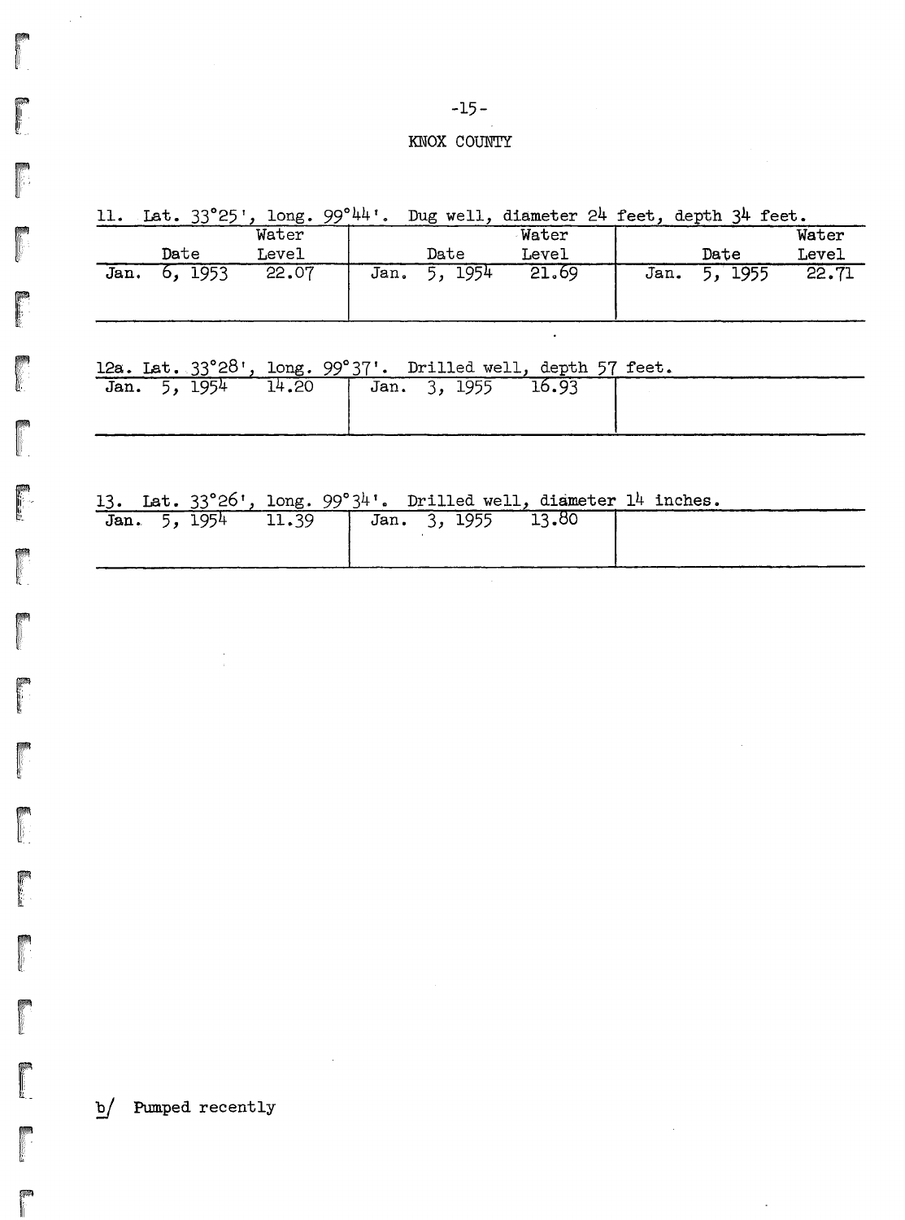## KNOX COUNTY

11. Lat. 33°25', long. 99°44'. Dug well, diameter 24 feet, depth 34 feet.

| Date | Water Level | Date | Water Level | Date | Water Level |
|---|---|---|---|---|---|
| Jan. 6, 1953 | 22.07 | Jan. 5, 1954 | 21.69 | Jan. 5, 1955 | 22.71 |

12a. Lat. 33°28', long. 99°37'. Drilled well, depth 57 feet.

| Date | Water Level | Date | Water Level | Date | Water Level |
|---|---|---|---|---|---|
| Jan. 5, 1954 | 14.20 | Jan. 3, 1955 | 16.93 | | |

13. Lat. 33°26', long. 99°34'. Drilled well, diameter 14 inches.

| Date | Water Level | Date | Water Level | Date | Water Level |
|---|---|---|---|---|---|
| Jan. 5, 1954 | 11.39 | Jan. 3, 1955 | 13.80 | | |

b/ Pumped recently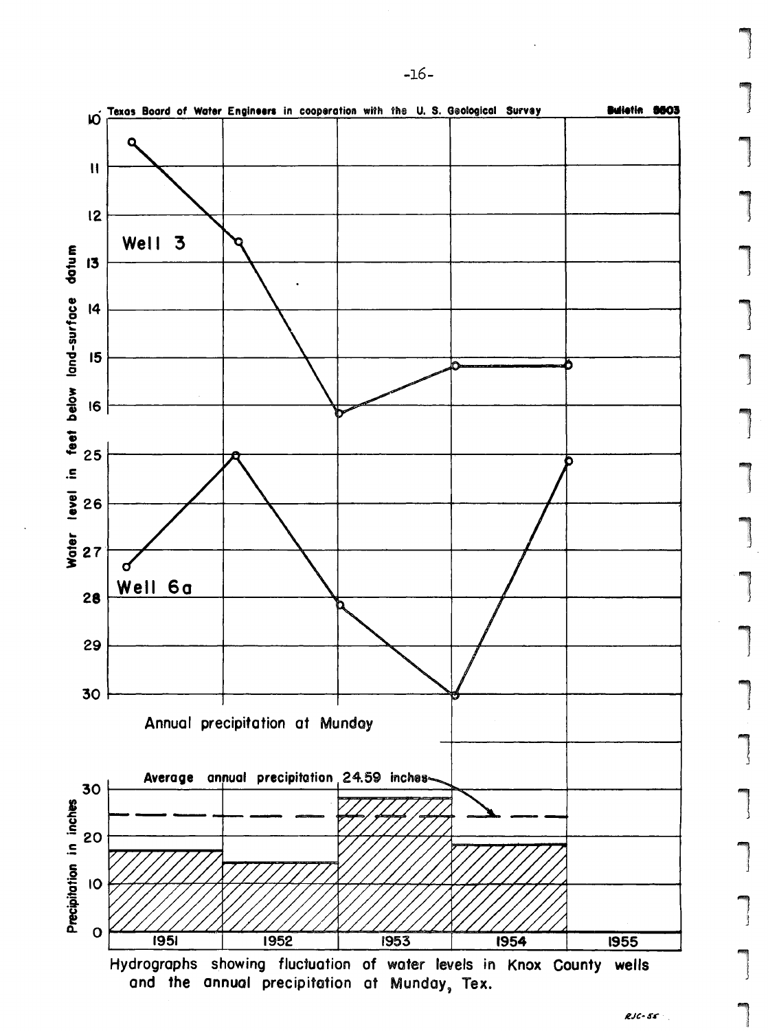Texas Board of Water Engineers in cooperation with the U. S. Geological Survey

Bulletin 5803

Water level in feet below land-surface datum

10

11

12

13

14

15

16

25

26

27

28

29

30

Well 3

Well 6a

Annual precipitation at Munday

Average annual precipitation 24.59 inches

Precipitation in inches

30

20

10

0

1951

1952

1953

1954

1955

Hydrographs showing fluctuation of water levels in Knox County wells and the annual precipitation at Munday, Tex.

RJC-55